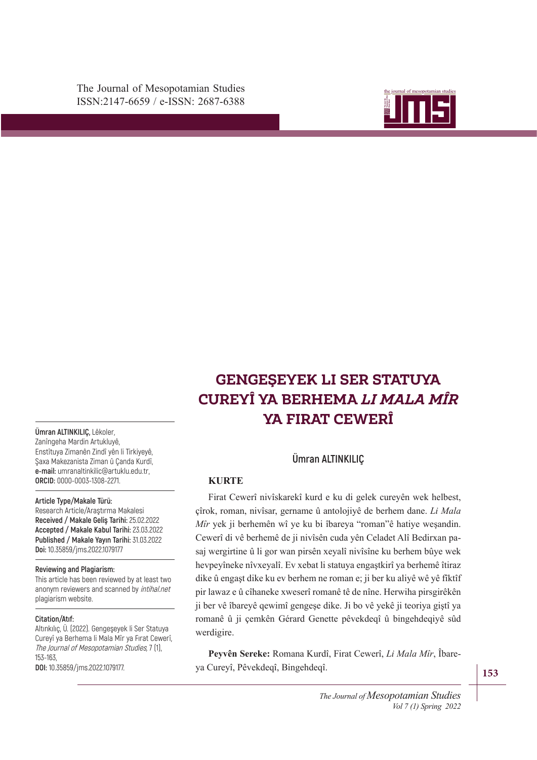# GENGEŞEYEK LI SER STATUYA CUREYÎ YA BERHEMA *LI MALA MÎR* YA FIRAT CEWERÎ

Ümran ALTINKILIÇ

**Ümran ALTINKILIÇ,** Lêkoler,
Zanîngeha Mardin Artukluyê,
Enstîtuya Zimanên Zindî yên li Tirkiyeyê,
Şaxa Makezanista Ziman û Çanda Kurdî,
**e-mail:** umranaltinkilic@artuklu.edu.tr,
**ORCID:** 0000-0003-1308-2271.

**Article Type/Makale Türü:**
Research Article/Araştırma Makalesi
**Received / Makale Geliş Tarihi:** 25.02.2022
**Accepted / Makale Kabul Tarihi:** 23.03.2022
**Published / Makale Yayın Tarihi:** 31.03.2022
**Doi:** 10.35859/jms.2022.1079177

**Reviewing and Plagiarism:**
This article has been reviewed by at least two anonym reviewers and scanned by *intihal.net* plagiarism website.

**Citation/Atıf:**
Altınkılıç, Ü. (2022). Gengeşeyek li Ser Statuya Cureyî ya Berhema li Mala Mîr ya Fırat Ceweri̇, *The Journal of Mesopotamian Studies*, 7 (1), 153-163,
**DOI:** 10.35859/jms.2022.1079177.

## KURTE

Firat Ceweri̇ nivîskarekî kurd e ku di gelek cureyên wek helbest, çîrok, roman, nivîsar, gername û antolojiyê de berhem dane. *Li Mala Mîr* yek ji berhemên wî ye ku bi îbareya "roman"ê hatiye weşandin. Cewerî di vê berhemê de ji nivîsên cuda yên Celadet Alî Bedirxan pasaj wergirtine û li gor wan pirsên xeyalî nivîsîne ku berhem bûye wek hevpeyîneke nîvxeyalî. Ev xebat li statuya engaştkirî ya berhemê îtiraz dike û engaşt dike ku ev berhem ne roman e; ji ber ku aliyê wê yê fîktîf pir lawaz e û cîhaneke xweserî romanê tê de nîne. Herwiha pirsgirêkên ji ber vê îbareyê qewimî gengeşe dike. Ji bo vê yekê ji teoriya giştî ya romanê û ji çemkên Gérard Genette pêvekdeqî û bingehdeqiyê sûd werdigire.

**Peyvên Sereke:** Romana Kurdî, Firat Cewerî, *Li Mala Mîr*, Îbareya Cureyî, Pêvekdeqî, Bingehdeqî.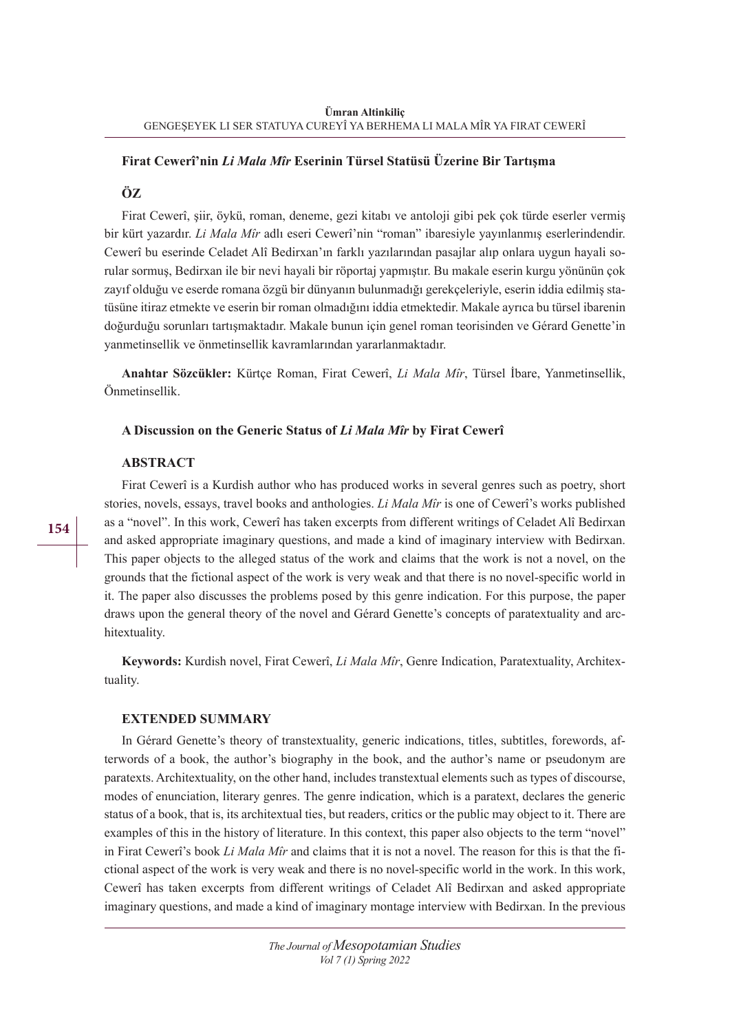### Firat Cewerî'nin *Li Mala Mîr* Eserinin Türsel Statüsü Üzerine Bir Tartışma

### ÖZ

Firat Cewerî, şiir, öykü, roman, deneme, gezi kitabı ve antoloji gibi pek çok türde eserler vermiş bir kürt yazardır. *Li Mala Mîr* adlı eseri Cewerî'nin "roman" ibaresiyle yayınlanmış eserlerindendir. Cewerî bu eserinde Celadet Alî Bedirxan'ın farklı yazılarından pasajlar alıp onlara uygun hayali sorular sormuş, Bedirxan ile bir nevi hayali bir röportaj yapmıştır. Bu makale eserin kurgu yönünün çok zayıf olduğu ve eserde romana özgü bir dünyanın bulunmadığı gerekçeleriyle, eserin iddia edilmiş statüsüne itiraz etmekte ve eserin bir roman olmadığını iddia etmektedir. Makale ayrıca bu türsel ibarenin doğurduğu sorunları tartışmaktadır. Makale bunun için genel roman teorisinden ve Gérard Genette'in yanmetinsellik ve önmetinsellik kavramlarından yararlanmaktadır.

**Anahtar Sözcükler:** Kürtçe Roman, Firat Cewerî, *Li Mala Mîr*, Türsel İbare, Yanmetinsellik, Önmetinsellik.

### A Discussion on the Generic Status of *Li Mala Mîr* by Firat Cewerî

### ABSTRACT

Firat Cewerî is a Kurdish author who has produced works in several genres such as poetry, short stories, novels, essays, travel books and anthologies. *Li Mala Mîr* is one of Cewerî's works published as a "novel". In this work, Cewerî has taken excerpts from different writings of Celadet Alî Bedirxan and asked appropriate imaginary questions, and made a kind of imaginary interview with Bedirxan. This paper objects to the alleged status of the work and claims that the work is not a novel, on the grounds that the fictional aspect of the work is very weak and that there is no novel-specific world in it. The paper also discusses the problems posed by this genre indication. For this purpose, the paper draws upon the general theory of the novel and Gérard Genette's concepts of paratextuality and architextuality.

**Keywords:** Kurdish novel, Firat Cewerî, *Li Mala Mîr*, Genre Indication, Paratextuality, Architextuality.

### EXTENDED SUMMARY

In Gérard Genette's theory of transtextuality, generic indications, titles, subtitles, forewords, afterwords of a book, the author's biography in the book, and the author's name or pseudonym are paratexts. Architextuality, on the other hand, includes transtextual elements such as types of discourse, modes of enunciation, literary genres. The genre indication, which is a paratext, declares the generic status of a book, that is, its architextual ties, but readers, critics or the public may object to it. There are examples of this in the history of literature. In this context, this paper also objects to the term "novel" in Firat Cewerî's book *Li Mala Mîr* and claims that it is not a novel. The reason for this is that the fictional aspect of the work is very weak and there is no novel-specific world in the work. In this work, Cewerî has taken excerpts from different writings of Celadet Alî Bedirxan and asked appropriate imaginary questions, and made a kind of imaginary montage interview with Bedirxan. In the previous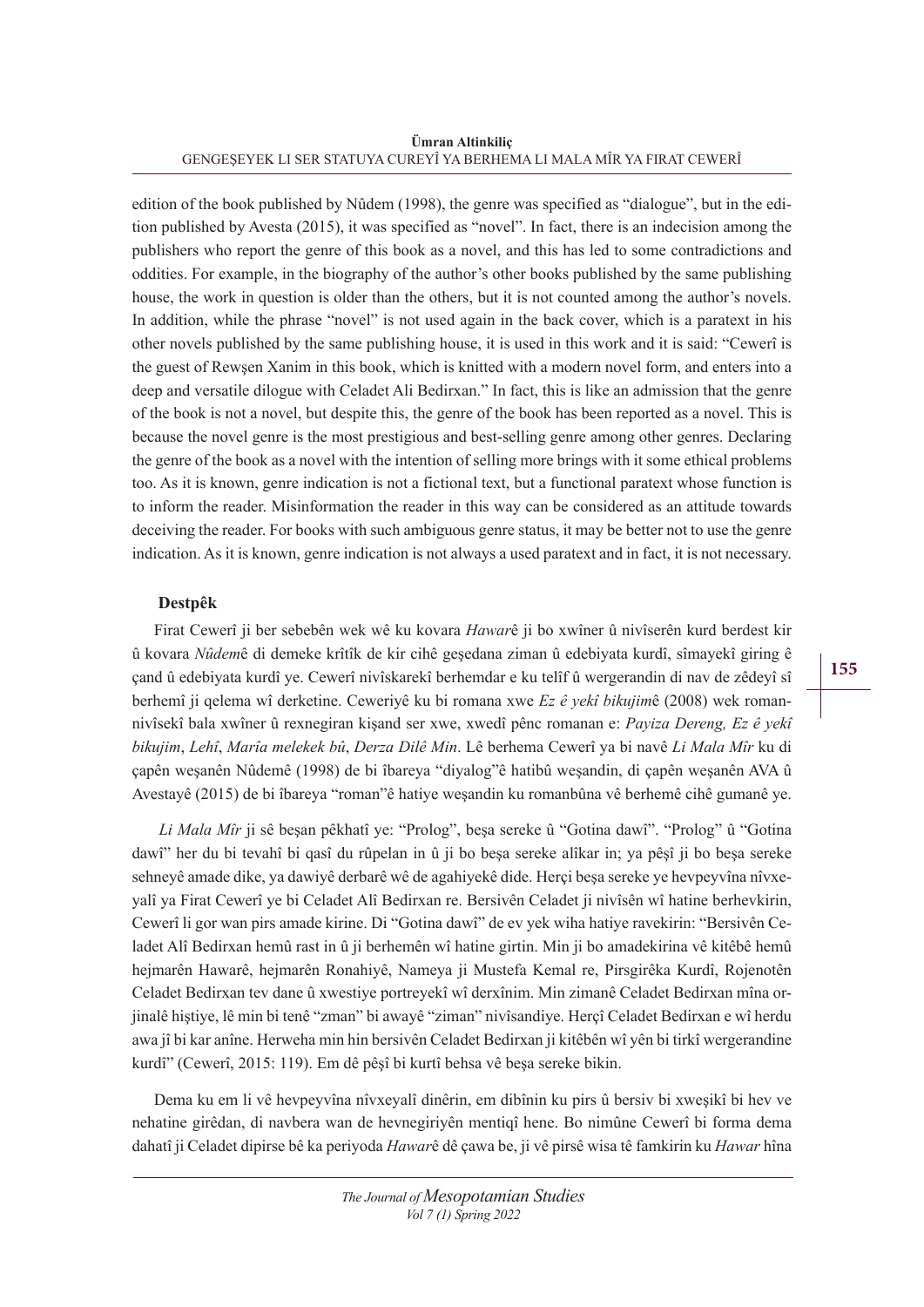edition of the book published by Nûdem (1998), the genre was specified as "dialogue", but in the edition published by Avesta (2015), it was specified as "novel". In fact, there is an indecision among the publishers who report the genre of this book as a novel, and this has led to some contradictions and oddities. For example, in the biography of the author's other books published by the same publishing house, the work in question is older than the others, but it is not counted among the author's novels. In addition, while the phrase "novel" is not used again in the back cover, which is a paratext in his other novels published by the same publishing house, it is used in this work and it is said: "Cewerî is the guest of Rewşen Xanim in this book, which is knitted with a modern novel form, and enters into a deep and versatile dilogue with Celadet Ali Bedirxan." In fact, this is like an admission that the genre of the book is not a novel, but despite this, the genre of the book has been reported as a novel. This is because the novel genre is the most prestigious and best-selling genre among other genres. Declaring the genre of the book as a novel with the intention of selling more brings with it some ethical problems too. As it is known, genre indication is not a fictional text, but a functional paratext whose function is to inform the reader. Misinformation the reader in this way can be considered as an attitude towards deceiving the reader. For books with such ambiguous genre status, it may be better not to use the genre indication. As it is known, genre indication is not always a used paratext and in fact, it is not necessary.

## Destpêk

Firat Cewerî ji ber sebebên wek wê ku kovara *Hawar*ê ji bo xwîner û nivîserên kurd berdest kir û kovara *Nûdem*ê di demeke krîtîk de kir cihê geşedana ziman û edebiyata kurdî, sîmayekî giring ê çand û edebiyata kurdî ye. Cewerî nivîskarekî berhemdar e ku telîf û wergerandin di nav de zêdeyî sî berhemî ji qelema wî derketine. Ceweriyê ku bi romana xwe *Ez ê yekî bikujim*ê (2008) wek romannivîsekî bala xwîner û rexnegiran kişand ser xwe, xwedî pênc romanan e: *Payiza Dereng, Ez ê yekî bikujim*, *Lehî*, *Marîa melekek bû*, *Derza Dilê Min*. Lê berhema Cewerî ya bi navê *Li Mala Mîr* ku di çapên weşanên Nûdemê (1998) de bi îbareya "diyalog"ê hatibû weşandin, di çapên weşanên AVA û Avestayê (2015) de bi îbareya "roman"ê hatiye weşandin ku romanbûna vê berhemê cihê gumanê ye.

*Li Mala Mîr* ji sê beşan pêkhatî ye: "Prolog", beşa sereke û "Gotina dawî". "Prolog" û "Gotina dawî" her du bi tevahî bi qasî du rûpelan in û ji bo beşa sereke alîkar in; ya pêşî ji bo beşa sereke sehneyê amade dike, ya dawiyê derbarê wê de agahiyekê dide. Herçi beşa sereke ye hevpeyvîna nîvxeyalî ya Firat Cewerî ye bi Celadet Alî Bedirxan re. Bersivên Celadet ji nivîsên wî hatine berhevkirin, Cewerî li gor wan pirs amade kirine. Di "Gotina dawî" de ev yek wiha hatiye ravekirin: "Bersivên Celadet Alî Bedirxan hemû rast in û ji berhemên wî hatine girtin. Min ji bo amadekirina vê kitêbê hemû hejmarên Hawarê, hejmarên Ronahiyê, Nameya ji Mustefa Kemal re, Pirsgirêka Kurdî, Rojenotên Celadet Bedirxan tev dane û xwestiye portreyekî wî derxînim. Min zimanê Celadet Bedirxan mîna orjinalê hiştiye, lê min bi tenê "zman" bi awayê "ziman" nivîsandiye. Herçî Celadet Bedirxan e wî herdu awa jî bi kar anîne. Herweha min hin bersivên Celadet Bedirxan ji kitêbên wî yên bi tirkî wergerandine kurdî" (Cewerî, 2015: 119). Em dê pêşî bi kurtî behsa vê beşa sereke bikin.

Dema ku em li vê hevpeyvîna nîvxeyalî dinêrin, em dibînin ku pirs û bersiv bi xweşikî bi hev ve nehatine girêdan, di navbera wan de hevnegiriyên mentiqî hene. Bo nimûne Cewerî bi forma dema dahatî ji Celadet dipirse bê ka periyoda *Hawar*ê dê çawa be, ji vê pirsê wisa tê famkirin ku *Hawar* hîna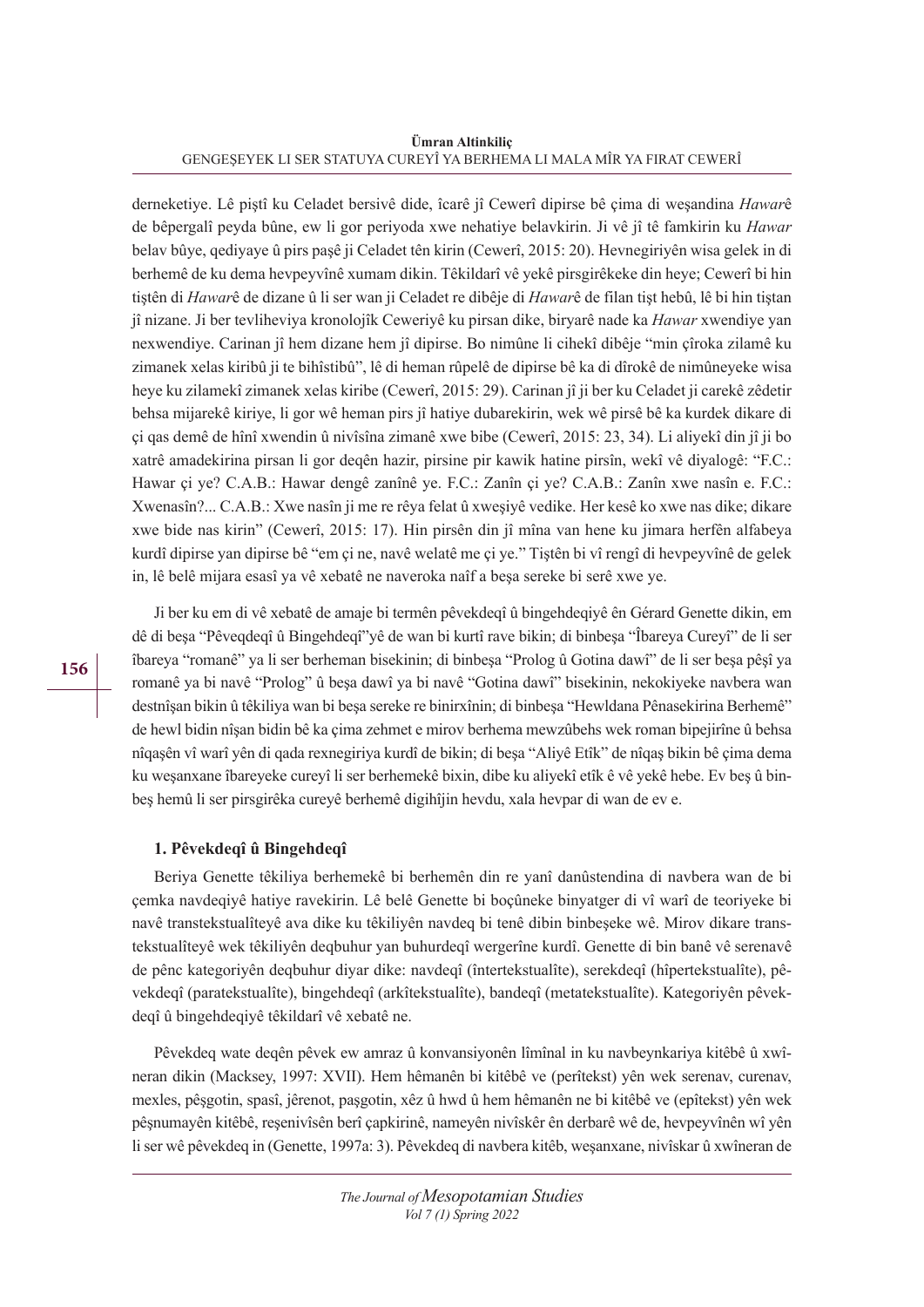derneketiye. Lê piştî ku Celadet bersivê dide, îcarê jî Ceweri dipirse bê çima di weşandina *Hawar*ê de bêpergalî peyda bûne, ew li gor periyoda xwe nehatiye belavkirin. Ji vê jî tê famkirin ku *Hawar* belav bûye, qediyaye û pirs paşê ji Celadet tên kirin (Ceweri, 2015: 20). Hevnegiriyên wisa gelek in di berhemê de ku dema hevpeyvînê xumam dikin. Têkildarî vê yekê pirsgirêkeke din heye; Ceweri bi hin tiştên di *Hawar*ê de dizane û li ser wan ji Celadet re dibêje di *Hawar*ê de filan tişt hebû, lê bi hin tiştan jî nizane. Ji ber tevliheviya kronolojîk Ceweriyê ku pirsan dike, biryarê nade ka *Hawar* xwendiye yan nexwendiye. Carinan jî hem dizane hem jî dipirse. Bo nimûne li cihekî dibêje "min çîroka zilamê ku zimanek xelas kiribû ji te bihîstibû", lê di heman rûpelê de dipirse bê ka di dîrokê de nimûneyeke wisa heye ku zilamekî zimanek xelas kiribe (Ceweri, 2015: 29). Carinan jî ji ber ku Celadet ji carekê zêdetir behsa mijarekê kiriye, li gor wê heman pirs jî hatiye dubarekirin, wek wê pirsê bê ka kurdek dikare di çi qas demê de hînî xwendin û nivîsîna zimanê xwe bibe (Ceweri, 2015: 23, 34). Li aliyekî din jî ji bo xatrê amadekirina pirsan li gor deqên hazir, pirsine pir kawik hatine pirsîn, wekî vê diyalogê: "F.C.: Hawar çi ye? C.A.B.: Hawar dengê zanînê ye. F.C.: Zanîn çi ye? C.A.B.: Zanîn xwe nasîn e. F.C.: Xwenasîn?... C.A.B.: Xwe nasîn ji me re rêya felat û xweşiyê vedike. Her kesê ko xwe nas dike; dikare xwe bide nas kirin" (Ceweri, 2015: 17). Hin pirsên din jî mîna van hene ku jimara herfên alfabeya kurdî dipirse yan dipirse bê "em çi ne, navê welatê me çi ye." Tiştên bi vî rengî di hevpeyvînê de gelek in, lê belê mijara esasî ya vê xebatê ne naveroka naîf a beşa sereke bi serê xwe ye.

Ji ber ku em di vê xebatê de amaje bi termên pêvekdeqî û bingehdeqiyê ên Gérard Genette dikin, em dê di beşa "Pêveqdeqî û Bingehdeqî"yê de wan bi kurtî rave bikin; di binbeşa "Îbareya Cureyî" de li ser îbareya "romanê" ya li ser berheman bisekinin; di binbeşa "Prolog û Gotina dawî" de li ser beşa pêşî ya romanê ya bi navê "Prolog" û beşa dawî ya bi navê "Gotina dawî" bisekinin, nekokiyeke navbera wan destnîşan bikin û têkiliya wan bi beşa sereke re binirxînin; di binbeşa "Hewldana Pênasekirina Berhemê" de hewl bidin nîşan bidin bê ka çima zehmet e mirov berhema mewzûbehs wek roman bipejirîne û behsa nîqaşên vî warî yên di qada rexnegiriya kurdî de bikin; di beşa "Aliyê Etîk" de nîqaş bikin bê çima dema ku weşanxane îbareyeke cureyî li ser berhemekê bixin, dibe ku aliyekî etîk ê vê yekê hebe. Ev beş û binbeş hemû li ser pirsgirêka cureyê berhemê digihîjin hevdu, xala hevpar di wan de ev e.

### 1. Pêvekdeqî û Bingehdeqî

Beriya Genette têkiliya berhemekê bi berhemên din re yanî danûstendina di navbera wan de bi çemka navdeqiyê hatiye ravekirin. Lê belê Genette bi boçûneke binyatger di vî warî de teoriyeke bi navê transtekstualîteyê ava dike ku têkiliyên navdeq bi tenê dibin binbeşeke wê. Mirov dikare transtekstualîteyê wek têkiliyên deqbuhur yan buhurdeqî wergerîne kurdî. Genette di bin banê vê serenavê de pênc kategoriyên deqbuhur diyar dike: navdeqî (întertekstualîte), serekdeqî (hîpertekstualîte), pêvekdeqî (paratekstualîte), bingehdeqî (arkîtekstualîte), bandeqî (metatekstualîte). Kategoriyên pêvekdeqî û bingehdeqiyê têkildarî vê xebatê ne.

Pêvekdeq wate deqên pêvek ew amraz û konvansiyonên lîmînal in ku navbeynkariya kitêbê û xwîneran dikin (Macksey, 1997: XVII). Hem hêmanên bi kitêbê ve (perîtekst) yên wek serenav, curenav, mexles, pêşgotin, spasî, jêrenot, paşgotin, xêz û hwd û hem hêmanên ne bi kitêbê ve (epîtekst) yên wek pêşnumayên kitêbê, reşenivîsên berî çapkirinê, nameyên nivîskêr ên derbarê wê de, hevpeyvînên wî yên li ser wê pêvekdeq in (Genette, 1997a: 3). Pêvekdeq di navbera kitêb, weşanxane, nivîskar û xwîneran de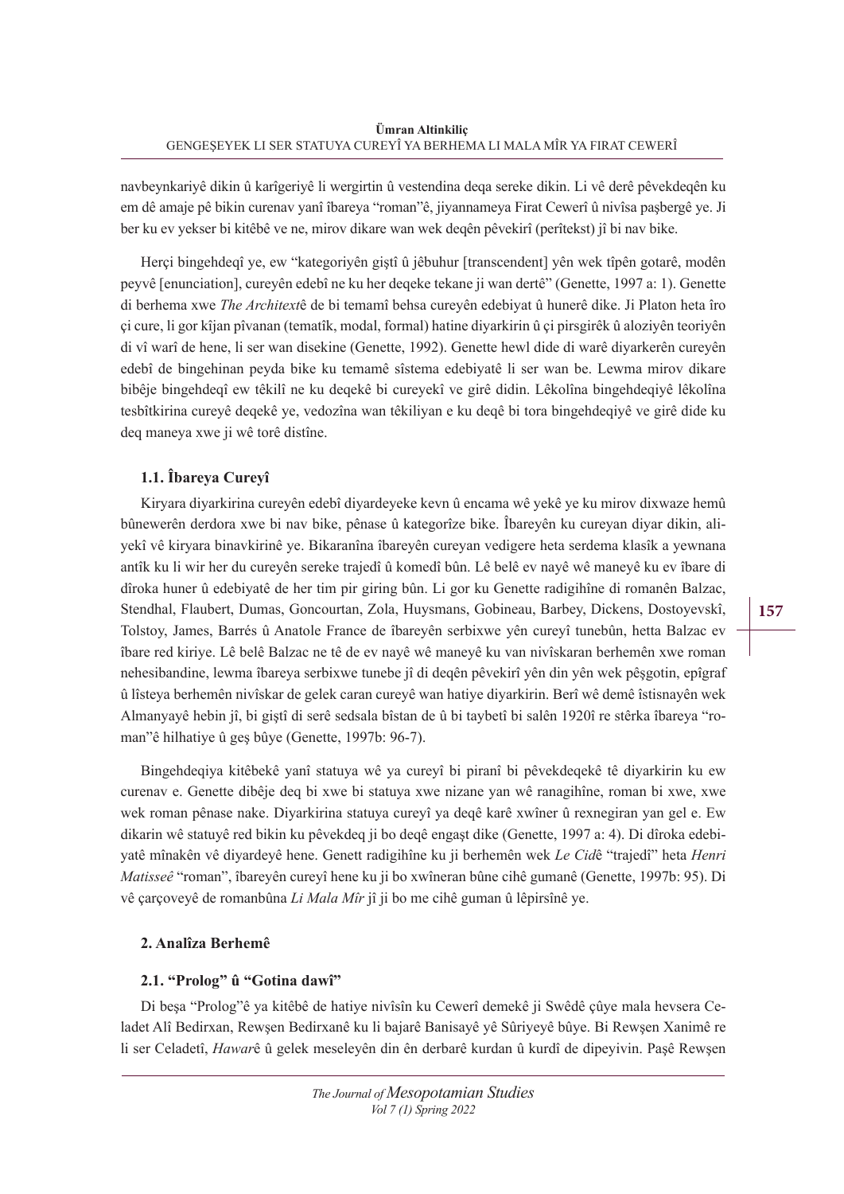navbeynkariyê dikin û karîgeriyê li wergirtin û vestendina deqa sereke dikin. Li vê derê pêvekdeqên ku em dê amaje pê bikin curenav yanî îbareya "roman"ê, jiyannameya Firat Cewerî û nivîsa paşbergê ye. Ji ber ku ev yekser bi kitêbê ve ne, mirov dikare wan wek deqên pêvekirî (perîtekst) jî bi nav bike.

Herçi bingehdeqî ye, ew "kategoriyên giştî û jêbuhur [transcendent] yên wek tîpên gotarê, modên peyvê [enunciation], cureyên edebî ne ku her deqeke tekane ji wan dertê" (Genette, 1997 a: 1). Genette di berhema xwe *The Architext*ê de bi temamî behsa cureyên edebiyat û hunerê dike. Ji Platon heta îro çi cure, li gor kîjan pîvanan (tematîk, modal, formal) hatine diyarkirin û çi pirsgirêk û aloziyên teoriyên di vî warî de hene, li ser wan disekine (Genette, 1992). Genette hewl dide di warê diyarkerên cureyên edebî de bingehinan peyda bike ku temamê sîstema edebiyatê li ser wan be. Lewma mirov dikare bibêje bingehdeqî ew têkilî ne ku deqekê bi cureyekî ve girê didin. Lêkolîna bingehdeqiyê lêkolîna tesbîtkirina cureyê deqekê ye, vedozîna wan têkiliyan e ku deqê bi tora bingehdeqiyê ve girê dide ku deq maneya xwe ji wê torê distîne.

### 1.1. Îbareya Cureyî

Kiryara diyarkirina cureyên edebî diyardeyeke kevn û encama wê yekê ye ku mirov dixwaze hemû bûnewerên derdora xwe bi nav bike, pênase û kategorîze bike. Îbareyên ku cureyan diyar dikin, aliyekî vê kiryara binavkirinê ye. Bikaranîna îbareyên cureyan vedigere heta serdema klasîk a yewnana antîk ku li wir her du cureyên sereke trajedî û komedî bûn. Lê belê ev nayê wê maneyê ku ev îbare di dîroka huner û edebiyatê de her tim pir giring bûn. Li gor ku Genette radigihîne di romanên Balzac, Stendhal, Flaubert, Dumas, Goncourtan, Zola, Huysmans, Gobineau, Barbey, Dickens, Dostoyevskî, Tolstoy, James, Barrés û Anatole France de îbareyên serbixwe yên cureyî tunebûn, hetta Balzac ev îbare red kiriye. Lê belê Balzac ne tê de ev nayê wê maneyê ku van nivîskaran berhemên xwe roman nehesibandine, lewma îbareya serbixwe tunebe jî di deqên pêvekirî yên din yên wek pêşgotin, epîgraf û lîsteya berhemên nivîskar de gelek caran cureyê wan hatiye diyarkirin. Berî wê demê îstisnayên wek Almanyayê hebin jî, bi giştî di serê sedsala bîstan de û bi taybetî bi salên 1920î re stêrka îbareya "roman"ê hilhatiye û geş bûye (Genette, 1997b: 96-7).

Bingehdeqiya kitêbekê yanî statuya wê ya cureyî bi piranî bi pêvekdeqekê tê diyarkirin ku ew curenav e. Genette dibêje deq bi xwe bi statuya xwe nizane yan wê ranagihîne, roman bi xwe, xwe wek roman pênase nake. Diyarkirina statuya cureyî ya deqê karê xwîner û rexnegiran yan gel e. Ew dikarin wê statuyê red bikin ku pêvekdeq ji bo deqê engaşt dike (Genette, 1997 a: 4). Di dîroka edebiyatê mînakên vê diyardeyê hene. Genett radigihîne ku ji berhemên wek *Le Cid*ê "trajedî" heta *Henri Matisse*ê "roman", îbareyên cureyî hene ku ji bo xwîneran bûne cihê gumanê (Genette, 1997b: 95). Di vê çarçoveyê de romanbûna *Li Mala Mîr* jî ji bo me cihê guman û lêpirsînê ye.

## 2. Analîza Berhemê

### 2.1. "Prolog" û "Gotina dawî"

Di beşa "Prolog"ê ya kitêbê de hatiye nivîsîn ku Cewerî demekê ji Swêdê çûye mala hevsera Celadet Alî Bedirxan, Rewşen Bedirxanê ku li bajarê Banisayê yê Sûriyeyê bûye. Bi Rewşen Xanimê re li ser Celadetî, *Hawar*ê û gelek meseleyên din ên derbarê kurdan û kurdî de dipeyivin. Paşê Rewşen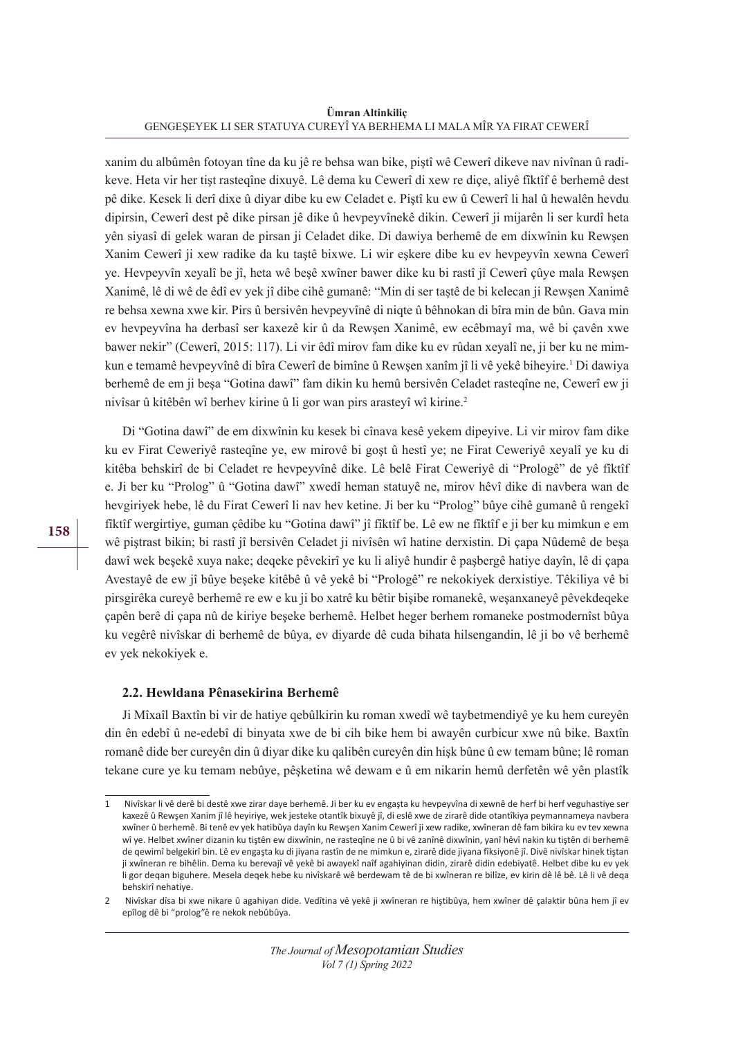xanim du albûmên fotoyan tîne da ku jê re behsa wan bike, piştî wê Cewerî dikeve nav nivînan û radikeve. Heta vir her tişt rasteqîne dixuyê. Lê dema ku Cewerî di xew re diçe, aliyê fîktîf ê berhemê dest pê dike. Kesek li derî dixe û diyar dibe ku ew Celadet e. Piştî ku ew û Cewerî li hal û hewalên hevdu dipirsin, Cewerî dest pê dike pirsan jê dike û hevpeyvînekê dikin. Cewerî ji mijarên li ser kurdî heta yên siyasî di gelek waran de pirsan ji Celadet dike. Di dawiya berhemê de em dixwînin ku Rewşen Xanim Cewerî ji xew radike da ku taştê bixwe. Li wir eşkere dibe ku ev hevpeyvîn xewna Cewerî ye. Hevpeyvîn xeyalî be jî, heta wê beşê xwîner bawer dike ku bi rastî jî Cewerî çûye mala Rewşen Xanimê, lê di wê de êdî ev yek jî dibe cihê gumanê: "Min di ser taştê de bi kelecan ji Rewşen Xanimê re behsa xewna xwe kir. Pirs û bersivên hevpeyvînê di niqte û bêhnokan di bîra min de bûn. Gava min ev hevpeyvîna ha derbasî ser kaxezê kir û da Rewşen Xanimê, ew ecêbmayî ma, wê bi çavên xwe bawer nekir" (Cewerî, 2015: 117). Li vir êdî mirov fam dike ku ev rûdan xeyalî ne, ji ber ku ne mimkun e temamê hevpeyvînê di bîra Cewerî de bimîne û Rewşen xanîm jî li vê yekê biheyire.[1] Di dawiya berhemê de em ji beşa "Gotina dawî" fam dikin ku hemû bersivên Celadet rasteqîne ne, Cewerî ew ji nivîsar û kitêbên wî berhev kirine û li gor wan pirs arasteyî wî kirine.[2]

Di "Gotina dawî" de em dixwînin ku kesek bi cînava kesê yekem dipeyive. Li vir mirov fam dike ku ev Firat Ceweriyê rasteqîne ye, ew mirovê bi goşt û hestî ye; ne Firat Ceweriyê xeyalî ye ku di kitêba behskirî de bi Celadet re hevpeyvînê dike. Lê belê Firat Ceweriyê di "Prologê" de yê fîktîf e. Ji ber ku "Prolog" û "Gotina dawî" xwedî heman statuyê ne, mirov hêvî dike di navbera wan de hevgiriyek hebe, lê du Firat Cewerî li nav hev ketine. Ji ber ku "Prolog" bûye cihê gumanê û rengekî fîktîf wergirtiye, guman çêdibe ku "Gotina dawî" jî fîktîf be. Lê ew ne fîktîf e ji ber ku mimkun e em wê piştrast bikin; bi rastî jî bersivên Celadet ji nivîsên wî hatine derxistin. Di çapa Nûdemê de beşa dawî wek beşekê xuya nake; deqeke pêvekirî ye ku li aliyê hundir ê paşbergê hatiye dayîn, lê di çapa Avestayê de ew jî bûye beşeke kitêbê û vê yekê bi "Prologê" re nekokiyek derxistiye. Têkiliya vê bi pirsgirêka cureyê berhemê re ew e ku ji bo xatrê ku bêtir bişibe romanekê, weşanxaneyê pêvekdeqeke çapên berê di çapa nû de kiriye beşeke berhemê. Helbet heger berhem romaneke postmodernîst bûya ku vegêrê nivîskar di berhemê de bûya, ev diyarde dê cuda bihata hilsengandin, lê ji bo vê berhemê ev yek nekokiyek e.

### 2.2. Hewldana Pênasekirina Berhemê

Ji Mîxaîl Baxtîn bi vir de hatiye qebûlkirin ku roman xwedî wê taybetmendiyê ye ku hem cureyên din ên edebî û ne-edebî di binyata xwe de bi cih bike hem bi awayên curbicur xwe nû bike. Baxtîn romanê dide ber cureyên din û diyar dike ku qalibên cureyên din hişk bûne û ew temam bûne; lê roman tekane cure ye ku temam nebûye, pêşketina wê dewam e û em nikarin hemû derfetên wê yên plastîk

---

1 Nivîskar li vê derê bi destê xwe zirar daye berhemê. Ji ber ku ev engaşta ku hevpeyvîna di xewnê de herf bi herf veguhastiye ser kaxezê û Rewşen Xanim jî lê heyiriye, wek jesteke otantîk bixuyê jî, di eslê xwe de zirarê dide otantîkiya peymannameya navbera xwîner û berhemê. Bi tenê ev yek hatibûya dayîn ku Rewşen Xanim Cewerî ji xew radike, xwîneran dê fam bikira ku ev tev xewna wî ye. Helbet xwîner dizanin ku tiştên ew dixwînin, ne rasteqîne ne û bi vê zanînê dixwînin, yanî hêvî nakin ku tiştên di berhemê de qewimî belgekirî bin. Lê ev engaşta ku di jiyana rastîn de ne mimkun e, zirarê dide jiyana fîksiyonê jî. Divê nivîskar hinek tiştan ji xwîneran re bihêlin. Dema ku berevajî vê yekê bi awayekî naîf agahiyinan didin, zirarê didin edebiyatê. Helbet dibe ku ev yek li gor deqan biguhere. Mesela deqek hebe ku nivîskarê wê berdewam tê de bi xwîneran re bilîze, ev kirin dê lê bê. Lê li vê deqa behskirî nehatiye.

2 Nivîskar dîsa bi xwe nikare û agahiyan dide. Vedîtina vê yekê ji xwîneran re hiştibûya, hem xwîner dê çalaktir bûna hem jî ev epîlog dê bi "prolog"ê re nekok nebûbûya.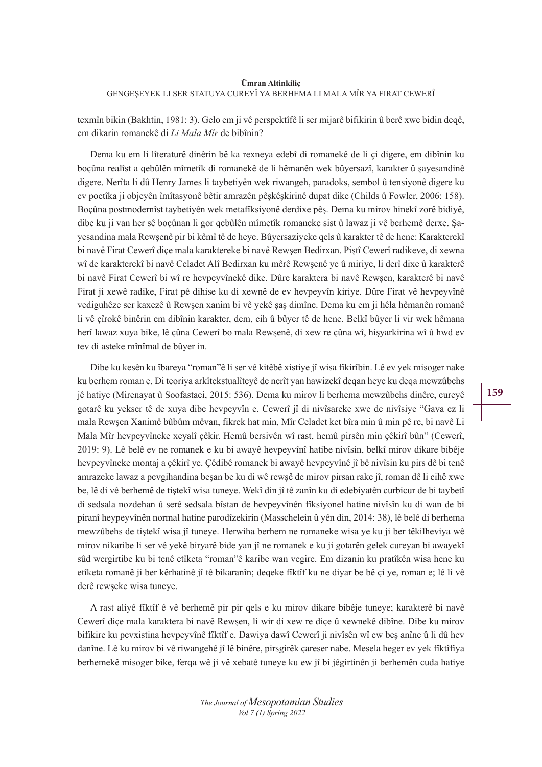texmîn bikin (Bakhtin, 1981: 3). Gelo em ji vê perspektîfê li ser mijarê bifikirin û berê xwe bidin deqê, em dikarin romanekê di *Li Mala Mîr* de bibînin?

Dema ku em li lîteraturê dinêrin bê ka rexneya edebî di romanekê de li çi digere, em dibînin ku boçûna realîst a qebûlên mîmetîk di romanekê de li hêmanên wek bûyersazî, karakter û şayesandinê digere. Nerîta li dû Henry James li taybetiyên wek riwangeh, paradoks, sembol û tensiyonê digere ku ev poetîka ji objeyên îmîtasyonê bêtir amrazên pêşkêşkirinê dupat dike (Childs û Fowler, 2006: 158). Boçûna postmodernîst taybetiyên wek metafîksiyonê derdixe pêş. Dema ku mirov hinekî zorê bidiyê, dibe ku ji van her sê boçûnan li gor qebûlên mîmetîk romaneke sist û lawaz ji vê berhemê derxe. Şayesandina mala Rewşenê pir bi kêmî tê de heye. Bûyersaziyeke qels û karakter tê de hene: Karakterekî bi navê Firat Cewerî diçe mala karaktereke bi navê Rewşen Bedirxan. Piştî Cewerî radikeve, di xewna wî de karakterekî bi navê Celadet Alî Bedirxan ku mêrê Rewşenê ye û miriye, li derî dixe û karakterê bi navê Firat Cewerî bi wî re hevpeyvînekê dike. Dûre karaktera bi navê Rewşen, karakterê bi navê Firat ji xewê radike, Firat pê dihise ku di xewnê de ev hevpeyvîn kiriye. Dûre Firat vê hevpeyvînê vediguhêze ser kaxezê û Rewşen xanim bi vê yekê şaş dimîne. Dema ku em ji hêla hêmanên romanê li vê çîrokê binêrin em dibînin karakter, dem, cih û bûyer tê de hene. Belkî bûyer li vir wek hêmana herî lawaz xuya bike, lê çûna Cewerî bo mala Rewşenê, di xew re çûna wî, hişyarkirina wî û hwd ev tev di asteke mînîmal de bûyer in.

Dibe ku kesên ku îbareya "roman"ê li ser vê kitêbê xistiye jî wisa fikirîbin. Lê ev yek misoger nake ku berhem roman e. Di teoriya arkîtekstualîteyê de nerît yan hawizekî deqan heye ku deqa mewzûbehs jê hatiye (Mirenayat û Soofastaei, 2015: 536). Dema ku mirov li berhema mewzûbehs dinêre, cureyê gotarê ku yekser tê de xuya dibe hevpeyvîn e. Cewerî jî di nivîsareke xwe de nivîsiye "Gava ez li mala Rewşen Xanimê bûbûm mêvan, fikrek hat min, Mîr Celadet ket bîra min û min pê re, bi navê Li Mala Mîr hevpeyvîneke xeyalî çêkir. Hemû bersivên wî rast, hemû pirsên min çêkirî bûn" (Cewerî, 2019: 9). Lê belê ev ne romanek e ku bi awayê hevpeyvînî hatibe nivîsin, belkî mirov dikare bibêje hevpeyvîneke montaj a çêkirî ye. Çêdibê romanek bi awayê hevpeyvînê jî bê nivîsin ku pirs dê bi tenê amrazeke lawaz a pevgihandina beşan be ku di wê rewşê de mirov pirsan rake jî, roman dê li cihê xwe be, lê di vê berhemê de tiştekî wisa tuneye. Wekî din jî tê zanîn ku di edebiyatên curbicur de bi taybetî di sedsala nozdehan û serê sedsala bîstan de hevpeyvînên fîksiyonel hatine nivîsîn ku di wan de bi piranî heypeyvînên normal hatine parodîzekirin (Masschelein û yên din, 2014: 38), lê belê di berhema mewzûbehs de tiştekî wisa jî tuneye. Herwiha berhem ne romaneke wisa ye ku ji ber têkilheviya wê mirov nikaribe li ser vê yekê biryarê bide yan jî ne romanek e ku ji gotarên gelek cureyan bi awayekî sûd wergirtibe ku bi tenê etîketa "roman"ê karibe wan vegire. Em dizanin ku pratîkên wisa hene ku etîketa romanê ji ber kêrhatinê jî tê bikaranîn; deqeke fîktîf ku ne diyar be bê çi ye, roman e; lê li vê derê rewşeke wisa tuneye.

A rast aliyê fîktîf ê vê berhemê pir pir qels e ku mirov dikare bibêje tuneye; karakterê bi navê Cewerî diçe mala karaktera bi navê Rewşen, li wir di xew re diçe û xewnekê dibîne. Dibe ku mirov bifikire ku pevxistina hevpeyvînê fîktîf e. Dawiya dawî Cewerî ji nivîsên wî ew beş anîne û li dû hev danîne. Lê ku mirov bi vê riwangehê jî lê binêre, pirsgirêk çareser nabe. Mesela heger ev yek fîktîfiya berhemekê misoger bike, ferqa wê ji vê xebatê tuneye ku ew jî bi jêgirtinên ji berhemên cuda hatiye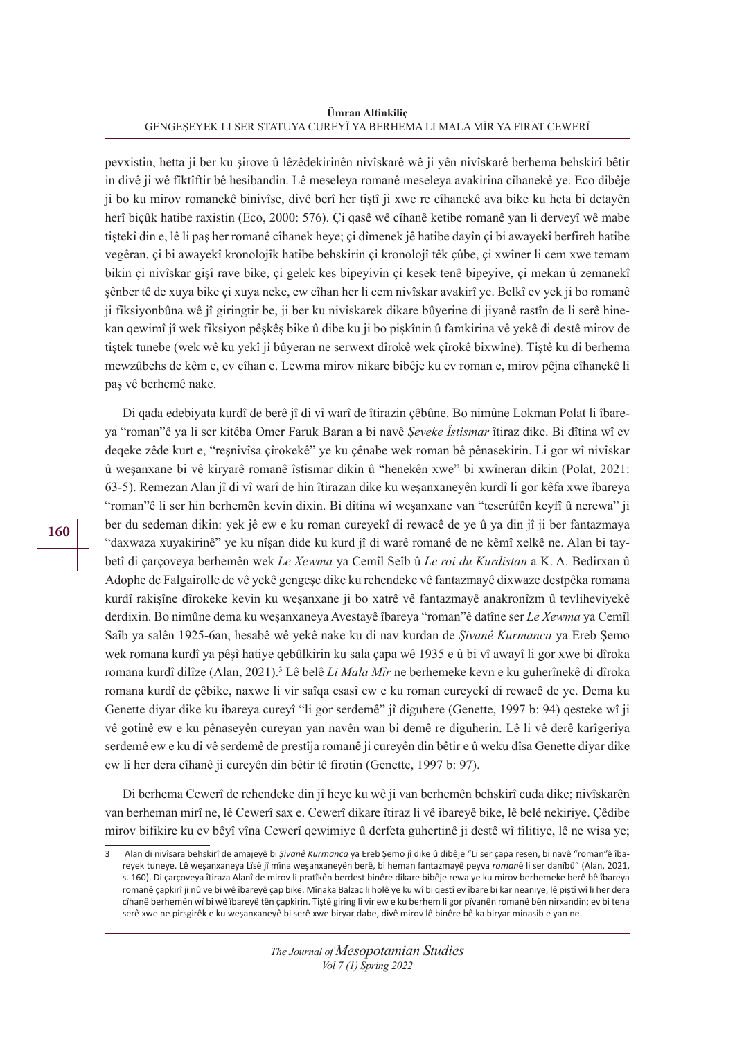pevxistin, hetta ji ber ku şirove û lêzêdekirinên nivîskarê wê ji yên nivîskarê berhema behskirî bêtir in divê ji wê fîktîftir bê hesibandin. Lê meseleya romanê meseleya avakirina cîhanekê ye. Eco dibêje ji bo ku mirov romanekê binivîse, divê berî her tiştî ji xwe re cîhanekê ava bike ku heta bi detayên herî biçûk hatibe raxistin (Eco, 2000: 576). Çi qasê wê cîhanê ketibe romanê yan li derveyî wê mabe tiştekî din e, lê li paş her romanê cîhanek heye; çi dîmenek jê hatibe dayîn çi bi awayekî berfireh hatibe vegêran, çi bi awayekî kronolojîk hatibe behskirin çi kronolojî têk çûbe, çi xwîner li cem xwe temam bikin çi nivîskar gişî rave bike, çi gelek kes bipeyivin çi kesek tenê bipeyive, çi mekan û zemanekî şênber tê de xuya bike çi xuya neke, ew cîhan her li cem nivîskar avakirî ye. Belkî ev yek ji bo romanê ji fîksiyonbûna wê jî giringtir be, ji ber ku nivîskarek dikare bûyerine di jiyanê rastîn de li serê hinekan qewimî jî wek fîksiyon pêşkêş bike û dibe ku ji bo pişkînin û famkirina vê yekê di destê mirov de tiştek tunebe (wek wê ku yekî ji bûyeran ne serwext dîrokê wek çîrokê bixwîne). Tiştê ku di berhema mewzûbehs de kêm e, ev cîhan e. Lewma mirov nikare bibêje ku ev roman e, mirov pêjna cîhanekê li paş vê berhemê nake.

Di qada edebiyata kurdî de berê jî di vî warî de îtirazin çêbûne. Bo nimûne Lokman Polat li îbareya "roman"ê ya li ser kitêba Omer Faruk Baran a bi navê *Şeveke Îstismar* îtiraz dike. Bi dîtina wî ev deqeke zêde kurt e, "reşnivîsa çîrokekê" ye ku çênabe wek roman bê pênasekirin. Li gor wî nivîskar û weşanxane bi vê kiryarê romanê îstismar dikin û "henekên xwe" bi xwîneran dikin (Polat, 2021: 63-5). Remezan Alan jî di vî warî de hin îtirazan dike ku weşanxaneyên kurdî li gor kêfa xwe îbareya "roman"ê li ser hin berhemên kevin dixin. Bi dîtina wî weşanxane van "teserûfên keyfî û nerewa" ji ber du sedeman dikin: yek jê ew e ku roman cureyekî di rewacê de ye û ya din jî ji ber fantazmaya "daxwaza xuyakirinê" ye ku nîşan dide ku kurd jî di warê romanê de ne kêmî xelkê ne. Alan bi taybetî di çarçoveya berhemên wek *Le Xewma* ya Cemîl Seîb û *Le roi du Kurdistan* a K. A. Bedirxan û Adophe de Falgairolle de vê yekê gengeşe dike ku rehendeke vê fantazmayê dixwaze destpêka romana kurdî rakişîne dîrokeke kevin ku weşanxane ji bo xatrê vê fantazmayê anakronîzm û tevliheviyekê derdixin. Bo nimûne dema ku weşanxaneya Avestayê îbareya "roman"ê datîne ser *Le Xewma* ya Cemîl Saîb ya salên 1925-6an, hesabê wê yekê nake ku di nav kurdan de *Şivanê Kurmanca* ya Ereb Şemo wek romana kurdî ya pêşî hatiye qebûlkirin ku sala çapa wê 1935 e û bi vî awayî li gor xwe bi dîroka romana kurdî dilîze (Alan, 2021).[3] Lê belê *Li Mala Mîr* ne berhemeke kevn e ku guherînekê di dîroka romana kurdî de çêbike, naxwe li vir saîqa esasî ew e ku roman cureyekî di rewacê de ye. Dema ku Genette diyar dike ku îbareya cureyî "li gor serdemê" jî diguhere (Genette, 1997 b: 94) qesteke wî ji vê gotinê ew e ku pênaseyên cureyan yan navên wan bi demê re diguherin. Lê li vê derê karîgeriya serdemê ew e ku di vê serdemê de prestîja romanê ji cureyên din bêtir e û weku dîsa Genette diyar dike ew li her dera cîhanê ji cureyên din bêtir tê firotin (Genette, 1997 b: 97).

Di berhema Ceweri de rehendeke din jî heye ku wê ji van berhemên behskirî cuda dike; nivîskarên van berheman mirî ne, lê Ceweri sax e. Ceweri dikare îtiraz li vê îbareyê bike, lê belê nekiriye. Çêdibe mirov bifikire ku ev bêyî vîna Ceweri qewimiye û derfeta guhertinê ji destê wî filitiye, lê ne wisa ye;

---

3 Alan di nivîsara behskirî de amajeyê bi *Şivanê Kurmanca* ya Ereb Şemo jî dike û dibêje "Li ser çapa resen, bi navê "roman"ê îbareyek tuneye. Lê weşanxaneya Lîsê jî mîna weşanxaneyên berê, bi heman fantazmayê peyva *roman*ê li ser danîbû" (Alan, 2021, s. 160). Di çarçoveya îtiraza Alanî de mirov li pratîkên berdest binêre dikare bibêje rewa ye ku mirov berhemeke berê bê îbareya romanê çapkirî ji nû ve bi wê îbareyê çap bike. Mînaka Balzac li holê ye ku wî bi qestî ev îbare bi kar neaniye, lê piştî wî li her dera cîhanê berhemên wî bi wê îbareyê tên çapkirin. Tiştê giring li vir ew e ku berhem li gor pîvanên romanê bên nirxandin; ev bi tena serê xwe ne pirsgirêk e ku weşanxaneyê bi serê xwe biryar dabe, divê mirov lê binêre bê ka biryar minasib e yan ne.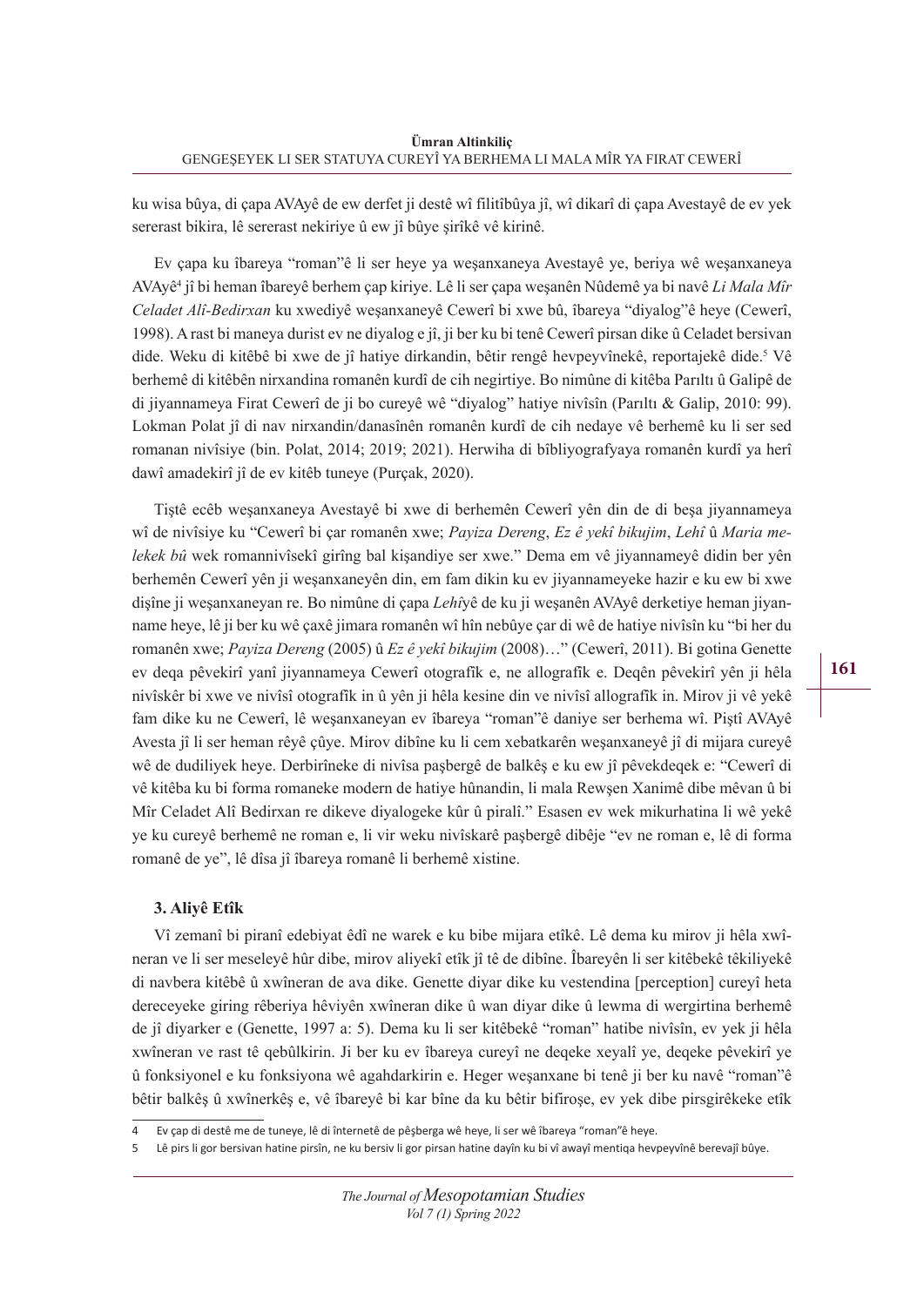ku wisa bûya, di çapa AVAyê de ew derfet ji destê wî filitîbûya jî, wî dikarî di çapa Avestayê de ev yek sererast bikira, lê sererast nekiriye û ew jî bûye şirîkê vê kirinê.

Ev çapa ku îbareya "roman"ê li ser heye ya weşanxaneya Avestayê ye, beriya wê weşanxaneya AVAyê[4] jî bi heman îbareyê berhem çap kiriye. Lê li ser çapa weşanên Nûdemê ya bi navê *Li Mala Mîr Celadet Alî-Bedirxan* ku xwediyê weşanxaneyê Cewerî bi xwe bû, îbareya "diyalog"ê heye (Cewerî, 1998). A rast bi maneya durist ev ne diyalog e jî, ji ber ku bi tenê Cewerî pirsan dike û Celadet bersivan dide. Weku di kitêbê bi xwe de jî hatiye dirkandin, bêtir rengê hevpeyvînekê, reportajekê dide.[5] Vê berhemê di kitêbên nirxandina romanên kurdî de cih negirtiye. Bo nimûne di kitêba Parıltı û Galipê de di jiyannameya Firat Cewerî de ji bo cureyê wê "diyalog" hatiye nivîsîn (Parıltı & Galip, 2010: 99). Lokman Polat jî di nav nirxandin/danasînên romanên kurdî de cih nedaye vê berhemê ku li ser sed romanan nivîsiye (bin. Polat, 2014; 2019; 2021). Herwiha di bîbliyografyaya romanên kurdî ya herî dawî amadekirî jî de ev kitêb tuneye (Purçak, 2020).

Tiştê ecêb weşanxaneya Avestayê bi xwe di berhemên Cewerî yên din de di beşa jiyannameya wî de nivîsiye ku "Cewerî bi çar romanên xwe; *Payiza Dereng*, *Ez ê yekî bikujim*, *Lehî* û *Maria melekek bû* wek romannivîsekî girîng bal kişandiye ser xwe." Dema em vê jiyannameyê didin ber yên berhemên Cewerî yên ji weşanxaneyên din, em fam dikin ku ev jiyannameyeke hazir e ku ew bi xwe dişîne ji weşanxaneyan re. Bo nimûne di çapa *Lehî*yê de ku ji weşanên AVAyê derketiye heman jiyanname heye, lê ji ber ku wê çaxê jimara romanên wî hîn nebûye çar di wê de hatiye nivîsîn ku "bi her du romanên xwe; *Payiza Dereng* (2005) û *Ez ê yekî bikujim* (2008)…" (Cewerî, 2011). Bi gotina Genette ev deqa pêvekirî yanî jiyannameya Cewerî otografîk e, ne allografîk e. Deqên pêvekirî yên ji hêla nivîskêr bi xwe ve nivîsî otografîk in û yên ji hêla kesine din ve nivîsî allografîk in. Mirov ji vê yekê fam dike ku ne Cewerî, lê weşanxaneyan ev îbareya "roman"ê daniye ser berhema wî. Piştî AVAyê Avesta jî li ser heman rêyê çûye. Mirov dibîne ku li cem xebatkarên weşanxaneyê jî di mijara cureyê wê de dudiliyek heye. Derbirîneke di nivîsa paşbergê de balkêş e ku ew jî pêvekdeqek e: "Cewerî di vê kitêba ku bi forma romaneke modern de hatiye hûnandin, li mala Rewşen Xanimê dibe mêvan û bi Mîr Celadet Alî Bedirxan re dikeve diyalogeke kûr û piralî." Esasen ev wek mikurhatina li wê yekê ye ku cureyê berhemê ne roman e, li vir weku nivîskarê paşbergê dibêje "ev ne roman e, lê di forma romanê de ye", lê dîsa jî îbareya romanê li berhemê xistine.

### 3. Aliyê Etîk

Vî zemanî bi piranî edebiyat êdî ne warek e ku bibe mijara etîkê. Lê dema ku mirov ji hêla xwîneran ve li ser meseleyê hûr dibe, mirov aliyekî etîk jî tê de dibîne. Îbareyên li ser kitêbekê têkiliyekê di navbera kitêbê û xwîneran de ava dike. Genette diyar dike ku vestendina [perception] cureyî heta dereceyeke giring rêberiya hêviyên xwîneran dike û wan diyar dike û lewma di wergirtina berhemê de jî diyarker e (Genette, 1997 a: 5). Dema ku li ser kitêbekê "roman" hatibe nivîsîn, ev yek ji hêla xwîneran ve rast tê qebûlkirin. Ji ber ku ev îbareya cureyî ne deqeke xeyalî ye, deqeke pêvekirî ye û fonksiyonel e ku fonksiyona wê agahdarkirin e. Heger weşanxane bi tenê ji ber ku navê "roman"ê bêtir balkêş û xwînerkêş e, vê îbareyê bi kar bîne da ku bêtir bifiroşe, ev yek dibe pirsgirêkeke etîk

---

[4] Ev çap di destê me de tuneye, lê di înternetê de pêşberga wê heye, li ser wê îbareya "roman"ê heye.

[5] Lê pirs li gor bersivan hatine pirsîn, ne ku bersiv li gor pirsan hatine dayîn ku bi vî awayî mentiqa hevpeyvînê berevajî bûye.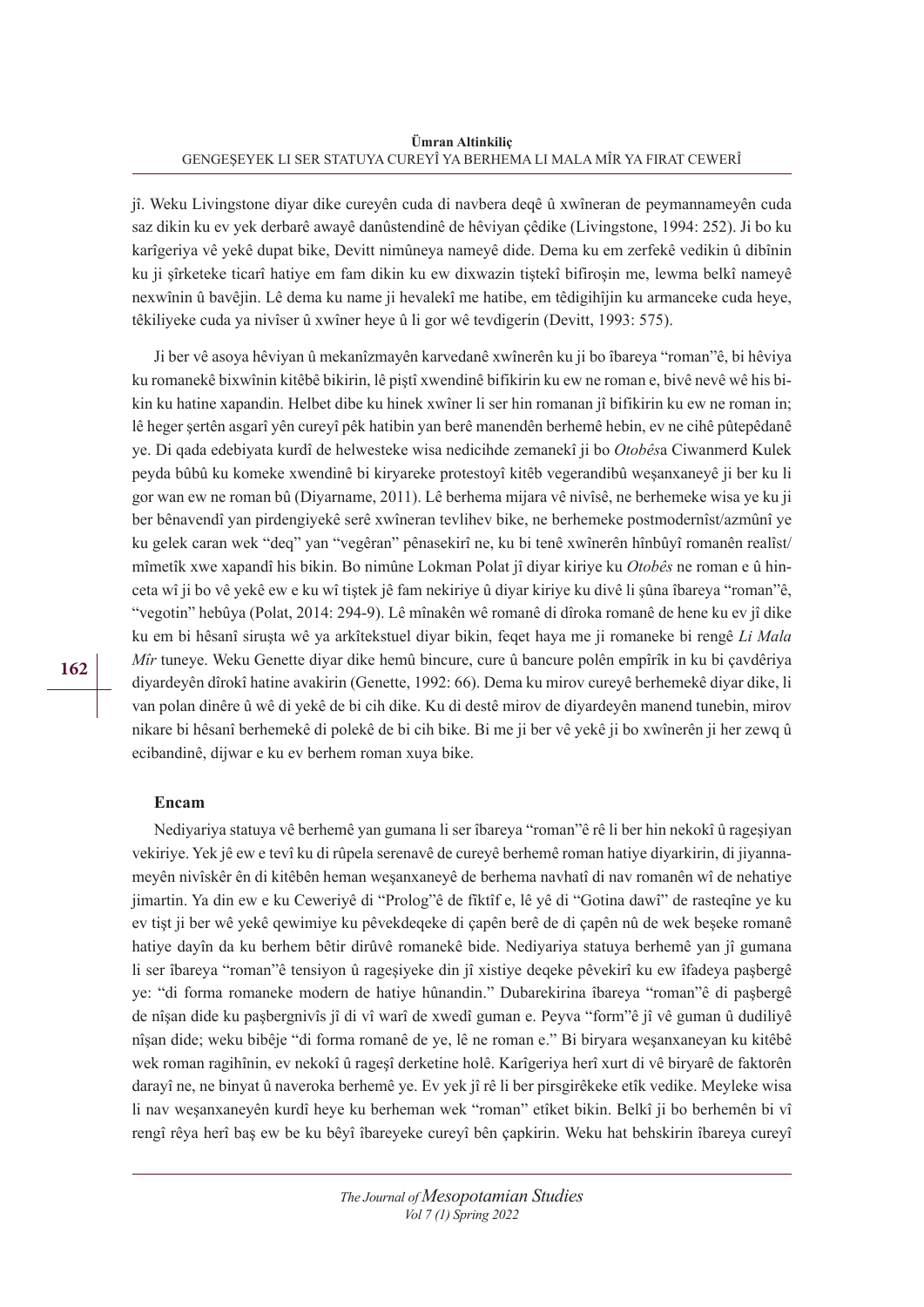jî. Weku Livingstone diyar dike cureyên cuda di navbera deqê û xwîneran de peymannameyên cuda saz dikin ku ev yek derbarê awayê danûstendinê de hêviyan çêdike (Livingstone, 1994: 252). Ji bo ku karîgeriya vê yekê dupat bike, Devitt nimûneya nameyê dide. Dema ku em zerfekê vedikin û dibînin ku ji şîrketeke ticarî hatiye em fam dikin ku ew dixwazin tiştekî bifiroşin me, lewma belkî nameyê nexwînin û bavêjin. Lê dema ku name ji hevalekî me hatibe, em têdigihîjin ku armanceke cuda heye, têkiliyeke cuda ya nivîser û xwîner heye û li gor wê tevdigerin (Devitt, 1993: 575).

Ji ber vê asoya hêviyan û mekanîzmayên karvedanê xwînerên ku ji bo îbareya "roman"ê, bi hêviya ku romanekê bixwînin kitêbê bikirin, lê piştî xwendinê bifikirin ku ew ne roman e, bivê nevê wê his bikin ku hatine xapandin. Helbet dibe ku hinek xwîner li ser hin romanan jî bifikirin ku ew ne roman in; lê heger şertên asgarî yên cureyî pêk hatibin yan berê manendên berhemê hebin, ev ne cihê pûtepêdanê ye. Di qada edebiyata kurdî de helwesteke wisa nedicihde zemanekî ji bo *Otobês*a Ciwanmerd Kulek peyda bûbû ku komeke xwendinê bi kiryareke protestoyî kitêb vegerandibû weşanxaneyê ji ber ku li gor wan ew ne roman bû (Diyarname, 2011). Lê berhema mijara vê nivîsê, ne berhemeke wisa ye ku ji ber bênavendî yan pirdengiyekê serê xwîneran tevlihev bike, ne berhemeke postmodernîst/azmûnî ye ku gelek caran wek "deq" yan "vegêran" pênasekirî ne, ku bi tenê xwînerên hînbûyî romanên realîst/mîmetîk xwe xapandî his bikin. Bo nimûne Lokman Polat jî diyar kiriye ku *Otobês* ne roman e û hinceta wî ji bo vê yekê ew e ku wî tiştek jê fam nekiriye û diyar kiriye ku divê li şûna îbareya "roman"ê, "vegotin" hebûya (Polat, 2014: 294-9). Lê mînakên wê romanê di dîroka romanê de hene ku ev jî dike ku em bi hêsanî siruşta wê ya arkîtekstuel diyar bikin, feqet haya me ji romaneke bi rengê *Li Mala Mîr* tuneye. Weku Genette diyar dike hemû bincure, cure û bancure polên empîrîk in ku bi çavdêriya diyardeyên dîrokî hatine avakirin (Genette, 1992: 66). Dema ku mirov cureyê berhemekê diyar dike, li van polan dinêre û wê di yekê de bi cih dike. Ku di destê mirov de diyardeyên manend tunebin, mirov nikare bi hêsanî berhemekê di polekê de bi cih bike. Bi me ji ber vê yekê ji bo xwînerên ji her zewq û ecibandinê, dijwar e ku ev berhem roman xuya bike.

### Encam

Nediyariya statuya vê berhemê yan gumana li ser îbareya "roman"ê rê li ber hin nekokî û rageşiyan vekiriye. Yek jê ew e tevî ku di rûpela serenavê de cureyê berhemê roman hatiye diyarkirin, di jiyannameyên nivîskêr ên di kitêbên heman weşanxaneyê de berhema navhatî di nav romanên wî de nehatiye jimartin. Ya din ew e ku Ceweriyê di "Prolog"ê de fiktîf e, lê yê di "Gotina dawî" de rasteqîne ye ku ev tişt ji ber wê yekê qewimiye ku pêvekdeqeke di çapên berê de di çapên nû de wek beşeke romanê hatiye dayîn da ku berhem bêtir dirûvê romanekê bide. Nediyariya statuya berhemê yan jî gumana li ser îbareya "roman"ê tensiyon û rageşiyeke din jî xistiye deqeke pêvekirî ku ew îfadeya paşbergê ye: "di forma romaneke modern de hatiye hûnandin." Dubarekirina îbareya "roman"ê di paşbergê de nîşan dide ku paşbergnivîs jî di vî warî de xwedî guman e. Peyva "form"ê jî vê guman û dudiliyê nîşan dide; weku bibêje "di forma romanê de ye, lê ne roman e." Bi biryara weşanxaneyan ku kitêbê wek roman ragihînin, ev nekokî û rageşî derketine holê. Karîgeriya herî xurt di vê biryarê de faktorên darayî ne, ne binyat û naveroka berhemê ye. Ev yek jî rê li ber pirsgirêkeke etîk vedike. Meyleke wisa li nav weşanxaneyên kurdî heye ku berheman wek "roman" etîket bikin. Belkî ji bo berhemên bi vî rengî rêya herî baş ew be ku bêyî îbareyeke cureyî bên çapkirin. Weku hat behskirin îbareya cureyî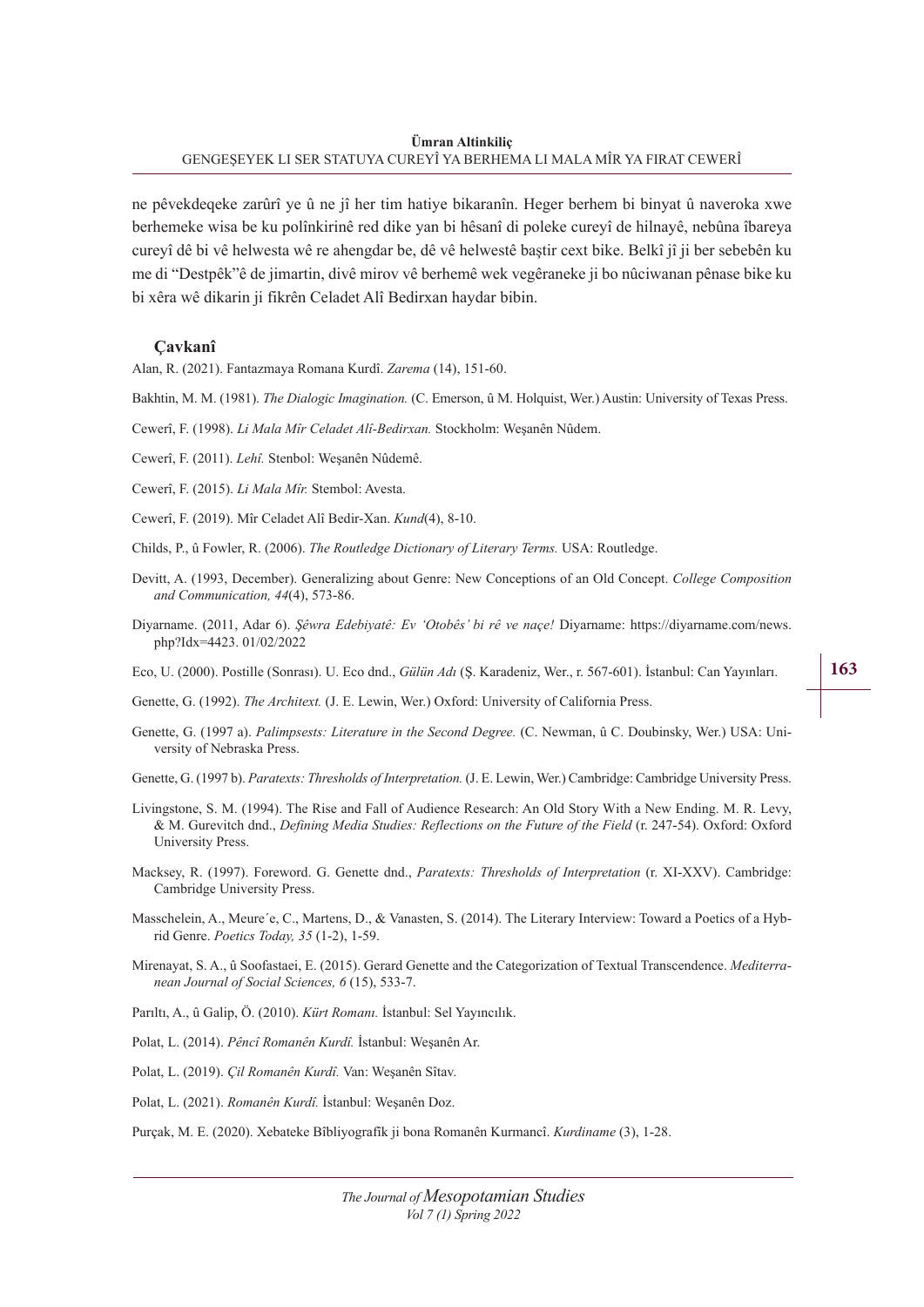ne pêvekdeqeke zarûrî ye û ne jî her tim hatiye bikaranîn. Heger berhem bi binyat û naveroka xwe berhemeke wisa be ku polînkirinê red dike yan bi hêsanî di poleke cureyî de hilnayê, nebûna îbareya cureyî dê bi vê helwesta wê re ahengdar be, dê vê helwestê baştir cext bike. Belkî jî ji ber sebebên ku me di "Destpêk"ê de jimartin, divê mirov vê berhemê wek vegêraneke ji bo nûciwanan pênase bike ku bi xêra wê dikarin ji fikrên Celadet Alî Bedirxan haydar bibin.

### Çavkanî

Alan, R. (2021). Fantazmaya Romana Kurdî. *Zarema* (14), 151-60.

Bakhtin, M. M. (1981). *The Dialogic Imagination.* (C. Emerson, û M. Holquist, Wer.) Austin: University of Texas Press.

Ceweri, F. (1998). *Li Mala Mîr Celadet Alî-Bedirxan.* Stockholm: Weşanên Nûdem.

Ceweri, F. (2011). *Lehî.* Stenbol: Weşanên Nûdemê.

Ceweri, F. (2015). *Li Mala Mîr.* Stembol: Avesta.

Ceweri, F. (2019). Mîr Celadet Alî Bedir-Xan. *Kund*(4), 8-10.

Childs, P., û Fowler, R. (2006). *The Routledge Dictionary of Literary Terms.* USA: Routledge.

Devitt, A. (1993, December). Generalizing about Genre: New Conceptions of an Old Concept. *College Composition and Communication, 44*(4), 573-86.

Diyarname. (2011, Adar 6). *Şêwra Edebiyatê: Ev 'Otobês' bi rê ve naçe!* Diyarname: https://diyarname.com/news.php?Idx=4423. 01/02/2022

Eco, U. (2000). Postille (Sonrası). U. Eco dnd., *Gülün Adı* (Ş. Karadeniz, Wer., r. 567-601). İstanbul: Can Yayınları.

Genette, G. (1992). *The Architext.* (J. E. Lewin, Wer.) Oxford: University of California Press.

Genette, G. (1997 a). *Palimpsests: Literature in the Second Degree.* (C. Newman, û C. Doubinsky, Wer.) USA: University of Nebraska Press.

Genette, G. (1997 b). *Paratexts: Thresholds of Interpretation.* (J. E. Lewin, Wer.) Cambridge: Cambridge University Press.

Livingstone, S. M. (1994). The Rise and Fall of Audience Research: An Old Story With a New Ending. M. R. Levy, & M. Gurevitch dnd., *Defining Media Studies: Reflections on the Future of the Field* (r. 247-54). Oxford: Oxford University Press.

Macksey, R. (1997). Foreword. G. Genette dnd., *Paratexts: Thresholds of Interpretation* (r. XI-XXV). Cambridge: Cambridge University Press.

Masschelein, A., Meure´e, C., Martens, D., & Vanasten, S. (2014). The Literary Interview: Toward a Poetics of a Hybrid Genre. *Poetics Today, 35* (1-2), 1-59.

Mirenayat, S. A., û Soofastaei, E. (2015). Gerard Genette and the Categorization of Textual Transcendence. *Mediterranean Journal of Social Sciences, 6* (15), 533-7.

Parıltı, A., û Galip, Ö. (2010). *Kürt Romanı.* İstanbul: Sel Yayıncılık.

Polat, L. (2014). *Pêncî Romanên Kurdî.* İstanbul: Weşanên Ar.

Polat, L. (2019). *Çil Romanên Kurdî.* Van: Weşanên Sîtav.

Polat, L. (2021). *Romanên Kurdî.* İstanbul: Weşanên Doz.

Purçak, M. E. (2020). Xebateke Bîbliyografîk ji bona Romanên Kurmancî. *Kurdiname* (3), 1-28.